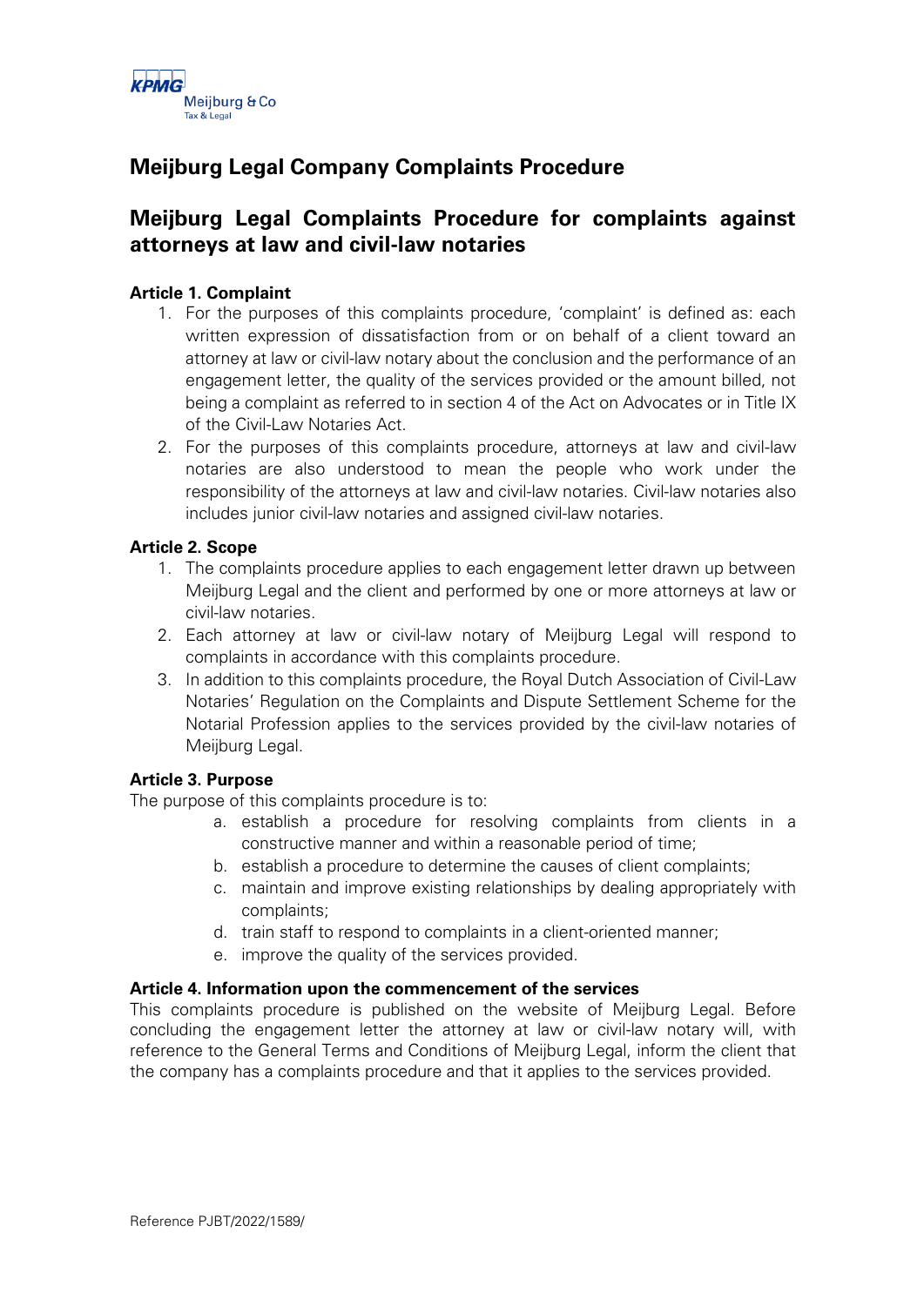# Meijburg Legal Company Complaints Procedure

## Meijburg Legal Complaints Procedure for complaints against attorneys at law and civil-law notaries

**Article 1. Complaint**

1. For the purposes of this complaints procedure, 'complaint' is defined as: each written expression of dissatisfaction from or on behalf of a client toward an attorney at law or civil-law notary about the conclusion and the performance of an engagement letter, the quality of the services provided or the amount billed, not being a complaint as referred to in section 4 of the Act on Advocates or in Title IX of the Civil-Law Notaries Act.
2. For the purposes of this complaints procedure, attorneys at law and civil-law notaries are also understood to mean the people who work under the responsibility of the attorneys at law and civil-law notaries. Civil-law notaries also includes junior civil-law notaries and assigned civil-law notaries.

**Article 2. Scope**

1. The complaints procedure applies to each engagement letter drawn up between Meijburg Legal and the client and performed by one or more attorneys at law or civil-law notaries.
2. Each attorney at law or civil-law notary of Meijburg Legal will respond to complaints in accordance with this complaints procedure.
3. In addition to this complaints procedure, the Royal Dutch Association of Civil-Law Notaries' Regulation on the Complaints and Dispute Settlement Scheme for the Notarial Profession applies to the services provided by the civil-law notaries of Meijburg Legal.

**Article 3. Purpose**

The purpose of this complaints procedure is to:

a. establish a procedure for resolving complaints from clients in a constructive manner and within a reasonable period of time;
b. establish a procedure to determine the causes of client complaints;
c. maintain and improve existing relationships by dealing appropriately with complaints;
d. train staff to respond to complaints in a client-oriented manner;
e. improve the quality of the services provided.

**Article 4. Information upon the commencement of the services**

This complaints procedure is published on the website of Meijburg Legal. Before concluding the engagement letter the attorney at law or civil-law notary will, with reference to the General Terms and Conditions of Meijburg Legal, inform the client that the company has a complaints procedure and that it applies to the services provided.

Reference PJBT/2022/1589/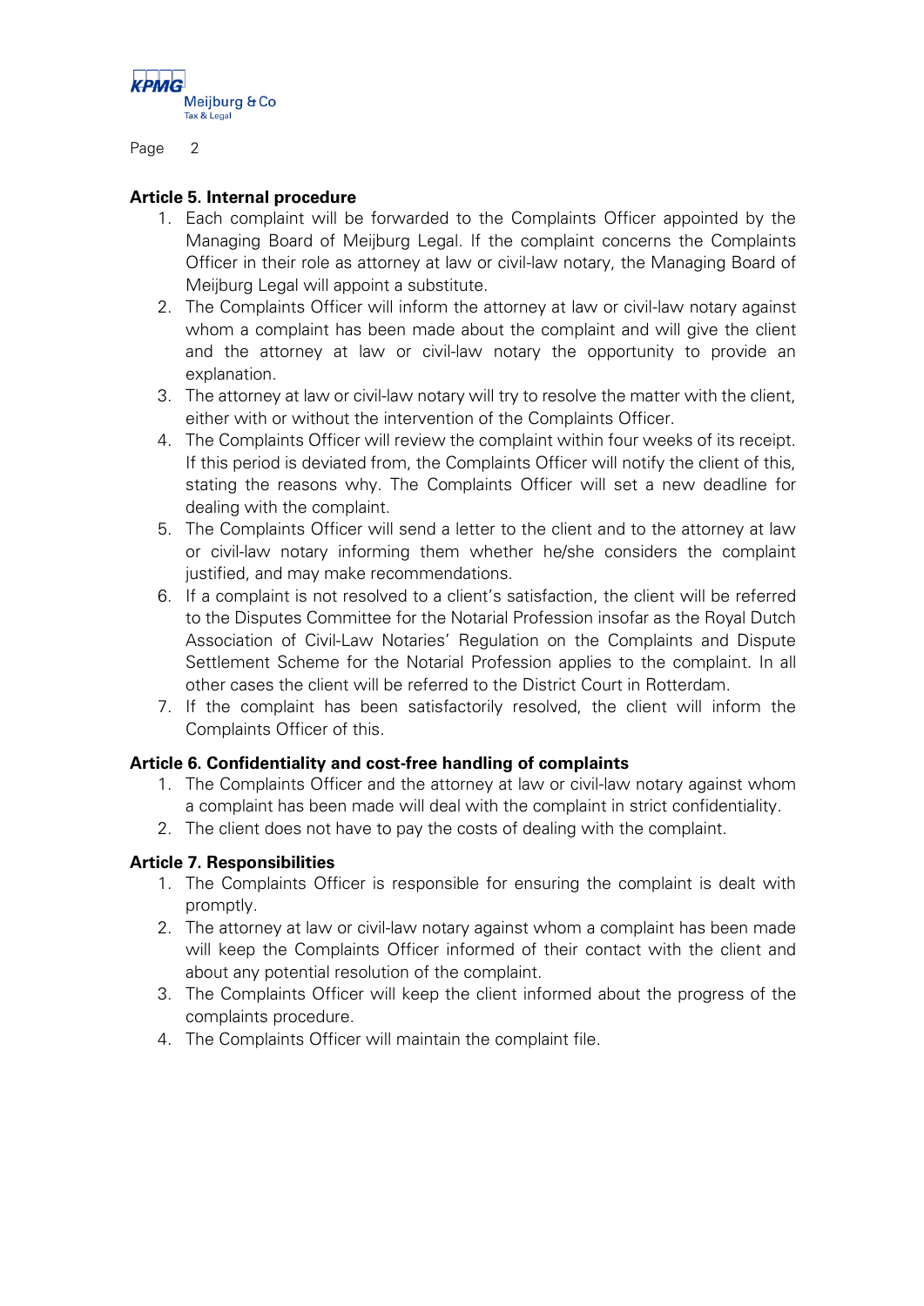**Article 5. Internal procedure**

1. Each complaint will be forwarded to the Complaints Officer appointed by the Managing Board of Meijburg Legal. If the complaint concerns the Complaints Officer in their role as attorney at law or civil-law notary, the Managing Board of Meijburg Legal will appoint a substitute.
2. The Complaints Officer will inform the attorney at law or civil-law notary against whom a complaint has been made about the complaint and will give the client and the attorney at law or civil-law notary the opportunity to provide an explanation.
3. The attorney at law or civil-law notary will try to resolve the matter with the client, either with or without the intervention of the Complaints Officer.
4. The Complaints Officer will review the complaint within four weeks of its receipt. If this period is deviated from, the Complaints Officer will notify the client of this, stating the reasons why. The Complaints Officer will set a new deadline for dealing with the complaint.
5. The Complaints Officer will send a letter to the client and to the attorney at law or civil-law notary informing them whether he/she considers the complaint justified, and may make recommendations.
6. If a complaint is not resolved to a client's satisfaction, the client will be referred to the Disputes Committee for the Notarial Profession insofar as the Royal Dutch Association of Civil-Law Notaries' Regulation on the Complaints and Dispute Settlement Scheme for the Notarial Profession applies to the complaint. In all other cases the client will be referred to the District Court in Rotterdam.
7. If the complaint has been satisfactorily resolved, the client will inform the Complaints Officer of this.

**Article 6. Confidentiality and cost-free handling of complaints**

1. The Complaints Officer and the attorney at law or civil-law notary against whom a complaint has been made will deal with the complaint in strict confidentiality.
2. The client does not have to pay the costs of dealing with the complaint.

**Article 7. Responsibilities**

1. The Complaints Officer is responsible for ensuring the complaint is dealt with promptly.
2. The attorney at law or civil-law notary against whom a complaint has been made will keep the Complaints Officer informed of their contact with the client and about any potential resolution of the complaint.
3. The Complaints Officer will keep the client informed about the progress of the complaints procedure.
4. The Complaints Officer will maintain the complaint file.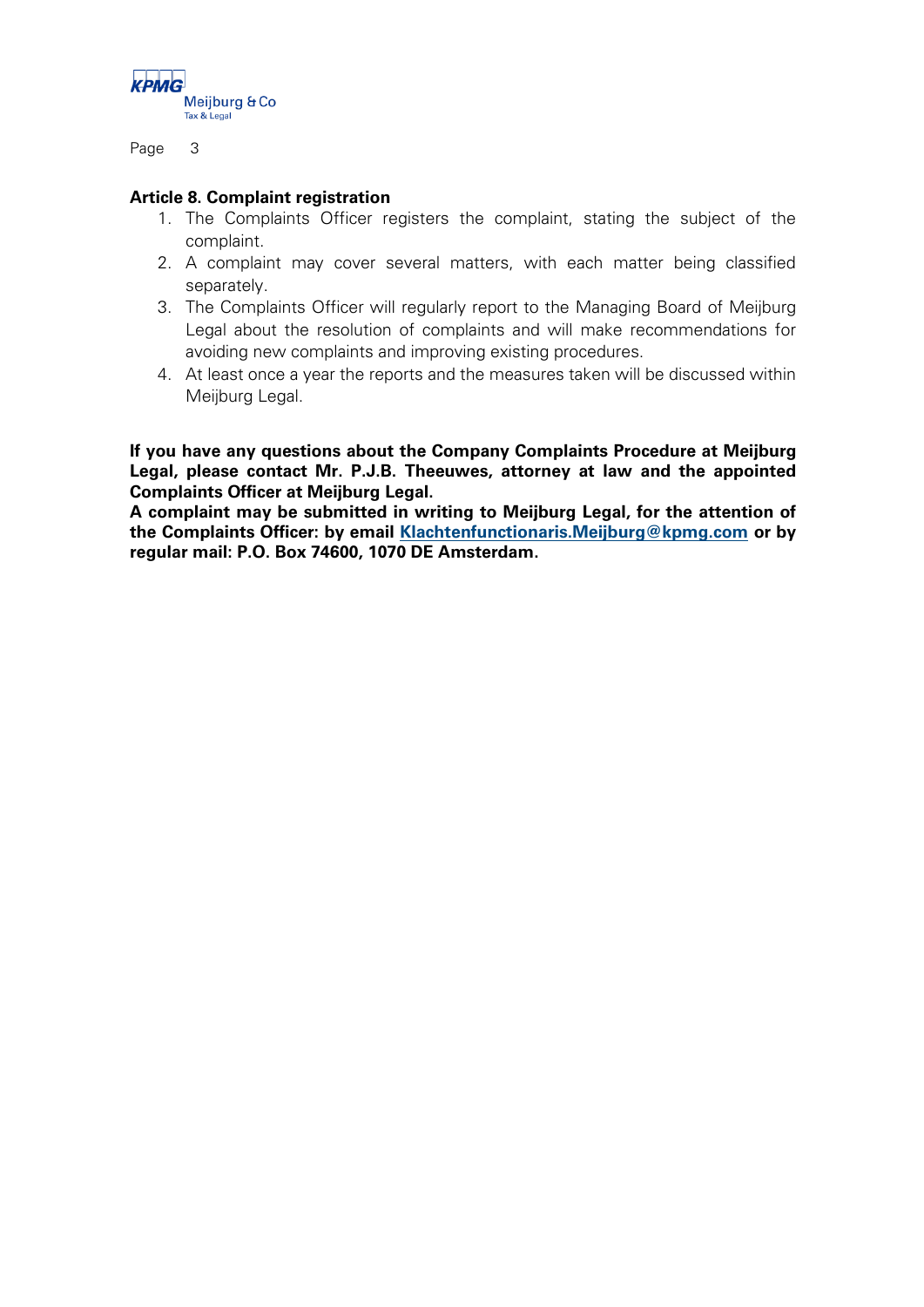### Article 8. Complaint registration

1. The Complaints Officer registers the complaint, stating the subject of the complaint.
2. A complaint may cover several matters, with each matter being classified separately.
3. The Complaints Officer will regularly report to the Managing Board of Meijburg Legal about the resolution of complaints and will make recommendations for avoiding new complaints and improving existing procedures.
4. At least once a year the reports and the measures taken will be discussed within Meijburg Legal.

**If you have any questions about the Company Complaints Procedure at Meijburg Legal, please contact Mr. P.J.B. Theeuwes, attorney at law and the appointed Complaints Officer at Meijburg Legal.**
**A complaint may be submitted in writing to Meijburg Legal, for the attention of the Complaints Officer: by email Klachtenfunctionaris.Meijburg@kpmg.com or by regular mail: P.O. Box 74600, 1070 DE Amsterdam.**